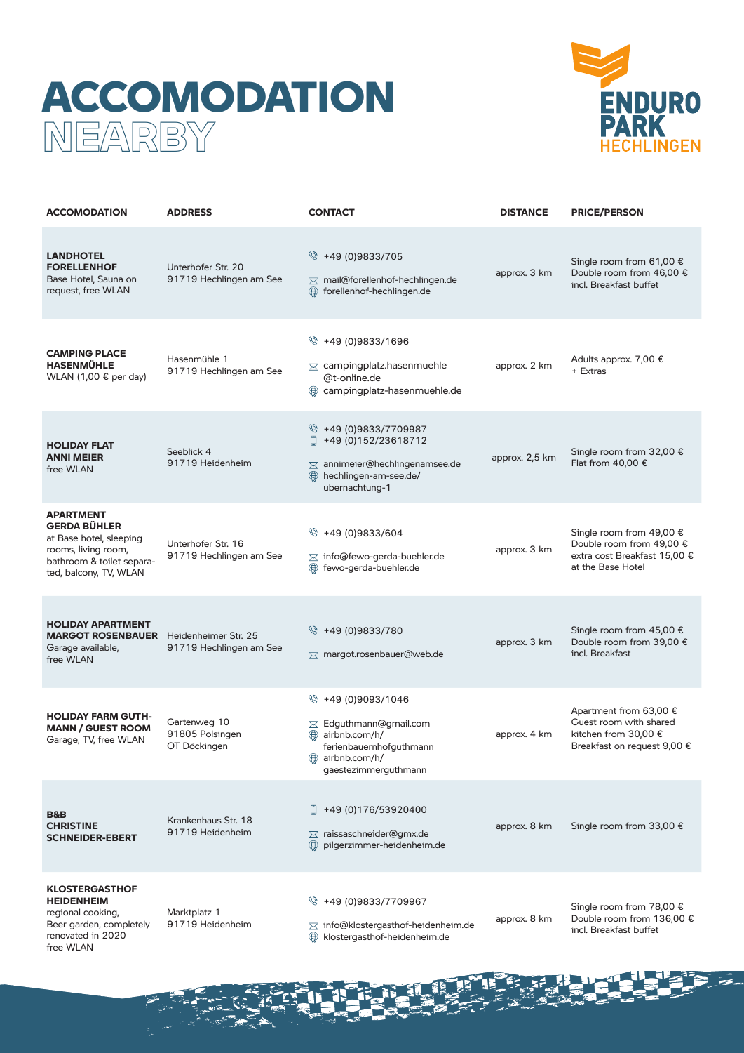# ACCOMODATION NEARBY

ENDURO PARK HECHLINGEN

| ACCOMODATION | ADDRESS | CONTACT | DISTANCE | PRICE/PERSON |
|---|---|---|---|---|
| **LANDHOTEL FORELLENHOF** Base Hotel, Sauna on request, free WLAN | Unterhofer Str. 20 91719 Hechlingen am See | +49 (0)9833/705 mail@forellenhof-hechlingen.de forellenhof-hechlingen.de | approx. 3 km | Single room from 61,00 € Double room from 46,00 € incl. Breakfast buffet |
| **CAMPING PLACE HASENMÜHLE** WLAN (1,00 € per day) | Hasenmühle 1 91719 Hechlingen am See | +49 (0)9833/1696 campingplatz.hasenmuehle @t-online.de campingplatz-hasenmuehle.de | approx. 2 km | Adults approx. 7,00 € + Extras |
| **HOLIDAY FLAT ANNI MEIER** free WLAN | Seeblick 4 91719 Heidenheim | +49 (0)9833/7709987 +49 (0)152/23618712 annimeier@hechlingenamsee.de hechlingen-am-see.de/ubernachtung-1 | approx. 2,5 km | Single room from 32,00 € Flat from 40,00 € |
| **APARTMENT GERDA BÜHLER** at Base hotel, sleeping rooms, living room, bathroom & toilet separated, balcony, TV, WLAN | Unterhofer Str. 16 91719 Hechlingen am See | +49 (0)9833/604 info@fewo-gerda-buehler.de fewo-gerda-buehler.de | approx. 3 km | Single room from 49,00 € Double room from 49,00 € extra cost Breakfast 15,00 € at the Base Hotel |
| **HOLIDAY APARTMENT MARGOT ROSENBAUER** Garage available, free WLAN | Heidenheimer Str. 25 91719 Hechlingen am See | +49 (0)9833/780 margot.rosenbauer@web.de | approx. 3 km | Single room from 45,00 € Double room from 39,00 € incl. Breakfast |
| **HOLIDAY FARM GUTHMANN / GUEST ROOM** Garage, TV, free WLAN | Gartenweg 10 91805 Polsingen OT Döckingen | +49 (0)9093/1046 Edguthmann@gmail.com airbnb.com/h/ferienbauernhofguthmann airbnb.com/h/gaestezimmerguthmann | approx. 4 km | Apartment from 63,00 € Guest room with shared kitchen from 30,00 € Breakfast on request 9,00 € |
| **B&B CHRISTINE SCHNEIDER-EBERT** | Krankenhaus Str. 18 91719 Heidenheim | +49 (0)176/53920400 raissaschneider@gmx.de pilgerzimmer-heidenheim.de | approx. 8 km | Single room from 33,00 € |
| **KLOSTERGASTHOF HEIDENHEIM** regional cooking, Beer garden, completely renovated in 2020 free WLAN | Marktplatz 1 91719 Heidenheim | +49 (0)9833/7709967 info@klostergasthof-heidenheim.de klostergasthof-heidenheim.de | approx. 8 km | Single room from 78,00 € Double room from 136,00 € incl. Breakfast buffet |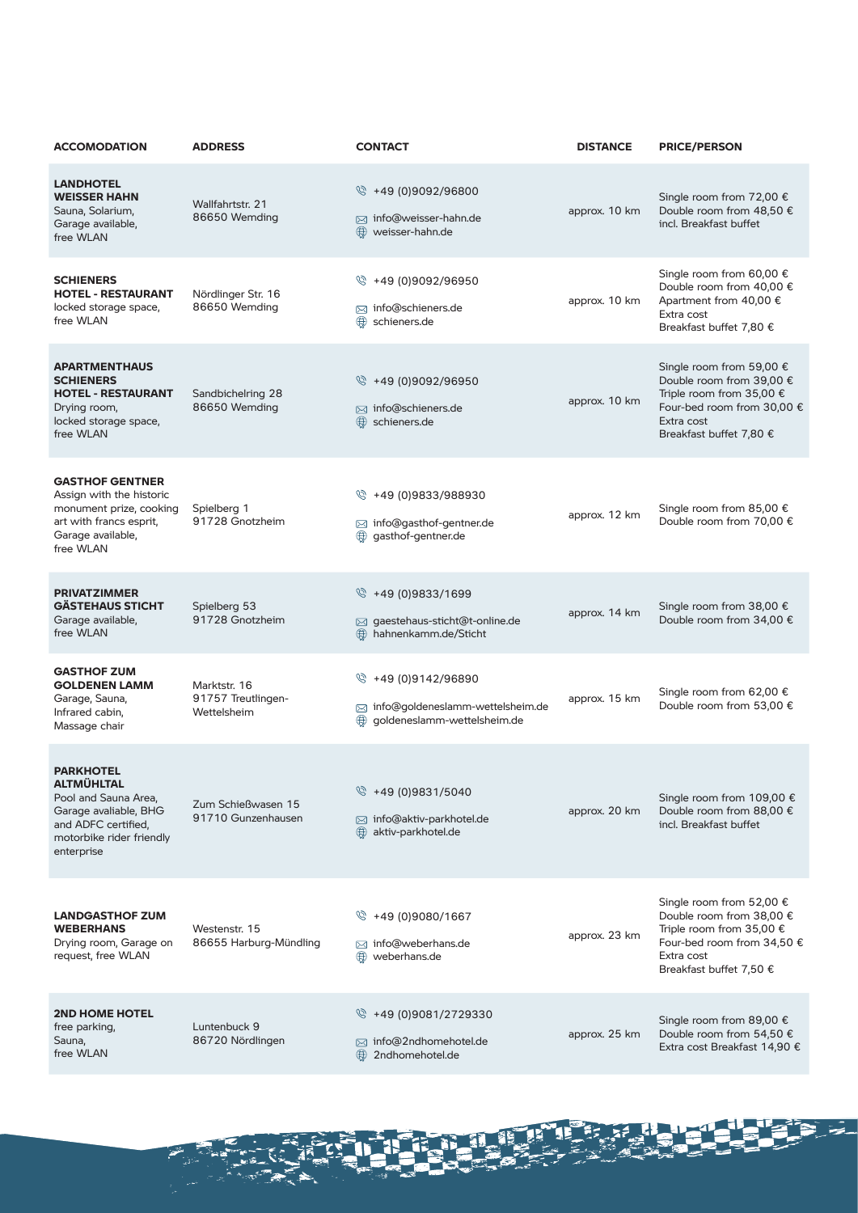| ACCOMODATION | ADDRESS | CONTACT | DISTANCE | PRICE/PERSON |
|---|---|---|---|---|
| **LANDHOTEL WEISSER HAHN**<br>Sauna, Solarium,<br>Garage available,<br>free WLAN | Wallfahrtstr. 21<br>86650 Wemding | +49 (0)9092/96800<br>info@weisser-hahn.de<br>weisser-hahn.de | approx. 10 km | Single room from 72,00 €<br>Double room from 48,50 €<br>incl. Breakfast buffet |
| **SCHIENERS HOTEL - RESTAURANT**<br>locked storage space,<br>free WLAN | Nördlinger Str. 16<br>86650 Wemding | +49 (0)9092/96950<br>info@schieners.de<br>schieners.de | approx. 10 km | Single room from 60,00 €<br>Double room from 40,00 €<br>Apartment from 40,00 €<br>Extra cost<br>Breakfast buffet 7,80 € |
| **APARTMENTHAUS SCHIENERS HOTEL - RESTAURANT**<br>Drying room,<br>locked storage space,<br>free WLAN | Sandbichelring 28<br>86650 Wemding | +49 (0)9092/96950<br>info@schieners.de<br>schieners.de | approx. 10 km | Single room from 59,00 €<br>Double room from 39,00 €<br>Triple room from 35,00 €<br>Four-bed room from 30,00 €<br>Extra cost<br>Breakfast buffet 7,80 € |
| **GASTHOF GENTNER**<br>Assign with the historic monument prize, cooking art with francs esprit,<br>Garage available,<br>free WLAN | Spielberg 1<br>91728 Gnotzheim | +49 (0)9833/988930<br>info@gasthof-gentner.de<br>gasthof-gentner.de | approx. 12 km | Single room from 85,00 €<br>Double room from 70,00 € |
| **PRIVATZIMMER GÄSTEHAUS STICHT**<br>Garage available,<br>free WLAN | Spielberg 53<br>91728 Gnotzheim | +49 (0)9833/1699<br>gaestehaus-sticht@t-online.de<br>hahnenkamm.de/Sticht | approx. 14 km | Single room from 38,00 €<br>Double room from 34,00 € |
| **GASTHOF ZUM GOLDENEN LAMM**<br>Garage, Sauna,<br>Infrared cabin,<br>Massage chair | Marktstr. 16<br>91757 Treutlingen-Wettelsheim | +49 (0)9142/96890<br>info@goldeneslamm-wettelsheim.de<br>goldeneslamm-wettelsheim.de | approx. 15 km | Single room from 62,00 €<br>Double room from 53,00 € |
| **PARKHOTEL ALTMÜHLTAL**<br>Pool and Sauna Area,<br>Garage avaliable, BHG and ADFC certified,<br>motorbike rider friendly enterprise | Zum Schießwasen 15<br>91710 Gunzenhausen | +49 (0)9831/5040<br>info@aktiv-parkhotel.de<br>aktiv-parkhotel.de | approx. 20 km | Single room from 109,00 €<br>Double room from 88,00 €<br>incl. Breakfast buffet |
| **LANDGASTHOF ZUM WEBERHANS**<br>Drying room, Garage on request, free WLAN | Westenstr. 15<br>86655 Harburg-Mündling | +49 (0)9080/1667<br>info@weberhans.de<br>weberhans.de | approx. 23 km | Single room from 52,00 €<br>Double room from 38,00 €<br>Triple room from 35,00 €<br>Four-bed room from 34,50 €<br>Extra cost<br>Breakfast buffet 7,50 € |
| **2ND HOME HOTEL**<br>free parking,<br>Sauna,<br>free WLAN | Luntenbuck 9<br>86720 Nördlingen | +49 (0)9081/2729330<br>info@2ndhomehotel.de<br>2ndhomehotel.de | approx. 25 km | Single room from 89,00 €<br>Double room from 54,50 €<br>Extra cost Breakfast 14,90 € |